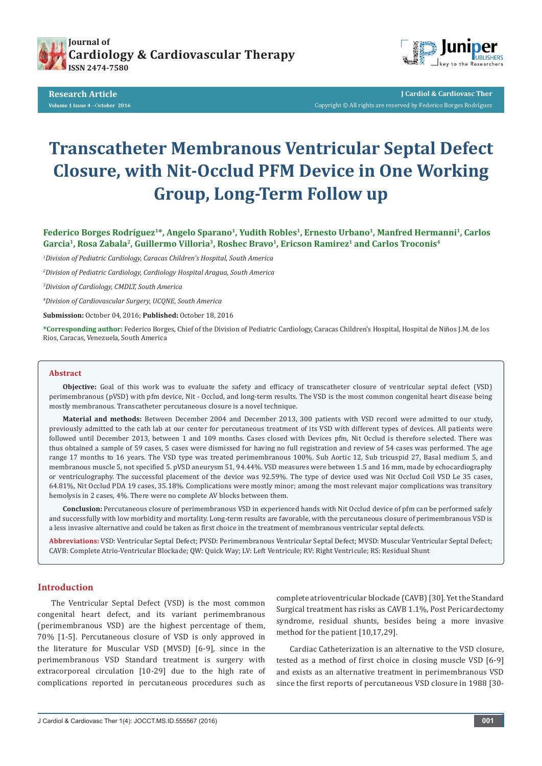Research Article

# Transcatheter Membranous Ventricular Septal Defect Closure, with Nit-Occlud PFM Device in One Working Group, Long-Term Follow up

**Federico Borges Rodríguez[1]*, Angelo Sparano[1], Yudith Robles[1], Ernesto Urbano[1], Manfred Hermanni[1], Carlos Garcia[1], Rosa Zabala[2], Guillermo Villoria[3], Roshec Bravo[1], Ericson Ramirez[1] and Carlos Troconis[4]**

*[1]Division of Pediatric Cardiology, Caracas Children's Hospital, South America*

*[2]Division of Pediatric Cardiology, Cardiology Hospital Aragua, South America*

*[3]Division of Cardiology, CMDLT, South America*

*[4]Division of Cardiovascular Surgery, UCQNE, South America*

**Submission:** October 04, 2016; **Published:** October 18, 2016

**\*Corresponding author:** Federico Borges, Chief of the Division of Pediatric Cardiology, Caracas Children's Hospital, Hospital de Niños J.M. de los Rios, Caracas, Venezuela, South America

## Abstract

**Objective:** Goal of this work was to evaluate the safety and efficacy of transcatheter closure of ventricular septal defect (VSD) perimembranous (pVSD) with pfm device, Nit - Occlud, and long-term results. The VSD is the most common congenital heart disease being mostly membranous. Transcatheter percutaneous closure is a novel technique.

**Material and methods:** Between December 2004 and December 2013, 300 patients with VSD record were admitted to our study, previously admitted to the cath lab at our center for percutaneous treatment of its VSD with different types of devices. All patients were followed until December 2013, between 1 and 109 months. Cases closed with Devices pfm, Nit Occlud is therefore selected. There was thus obtained a sample of 59 cases, 5 cases were dismissed for having no full registration and review of 54 cases was performed. The age range 17 months to 16 years. The VSD type was treated perimembranous 100%. Sub Aortic 12, Sub tricuspid 27, Basal medium 5, and membranous muscle 5, not specified 5. pVSD aneurysm 51, 94.44%. VSD measures were between 1.5 and 16 mm, made by echocardiography or ventriculography. The successful placement of the device was 92.59%. The type of device used was Nit Occlud Coil VSD Le 35 cases, 64.81%, Nit Occlud PDA 19 cases, 35.18%. Complications were mostly minor; among the most relevant major complications was transitory hemolysis in 2 cases, 4%. There were no complete AV blocks between them.

**Conclusion:** Percutaneous closure of perimembranous VSD in experienced hands with Nit Occlud device of pfm can be performed safely and successfully with low morbidity and mortality. Long-term results are favorable, with the percutaneous closure of perimembranous VSD is a less invasive alternative and could be taken as first choice in the treatment of membranous ventricular septal defects.

**Abbreviations:** VSD: Ventricular Septal Defect; PVSD: Perimembranous Ventricular Septal Defect; MVSD: Muscular Ventricular Septal Defect; CAVB: Complete Atrio-Ventricular Blockade; QW: Quick Way; LV: Left Ventricule; RV: Right Ventricule; RS: Residual Shunt

## Introduction

The Ventricular Septal Defect (VSD) is the most common congenital heart defect, and its variant perimembranous (perimembranous VSD) are the highest percentage of them, 70% [1-5]. Percutaneous closure of VSD is only approved in the literature for Muscular VSD (MVSD) [6-9], since in the perimembranous VSD Standard treatment is surgery with extracorporeal circulation [10-29] due to the high rate of complications reported in percutaneous procedures such as complete atrioventricular blockade (CAVB) [30]. Yet the Standard Surgical treatment has risks as CAVB 1.1%, Post Pericardectomy syndrome, residual shunts, besides being a more invasive method for the patient [10,17,29].

Cardiac Catheterization is an alternative to the VSD closure, tested as a method of first choice in closing muscle VSD [6-9] and exists as an alternative treatment in perimembranous VSD since the first reports of percutaneous VSD closure in 1988 [30-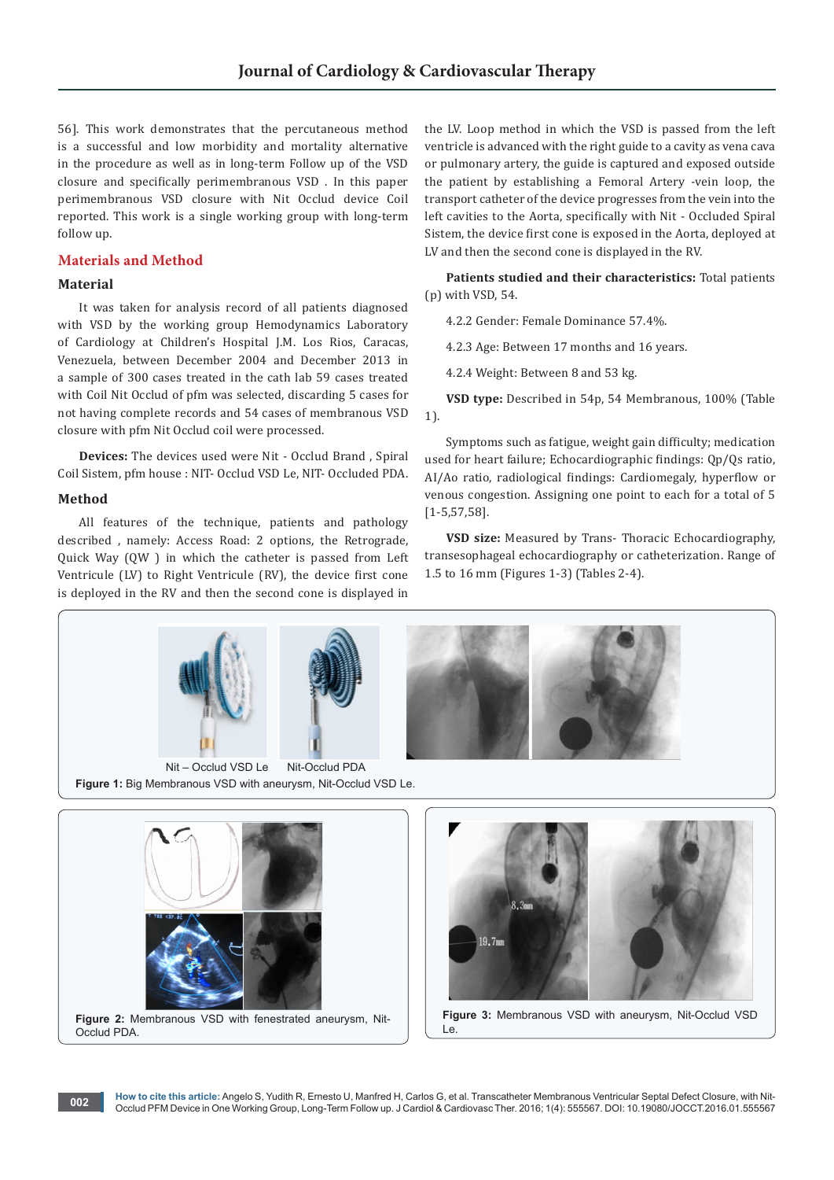56]. This work demonstrates that the percutaneous method is a successful and low morbidity and mortality alternative in the procedure as well as in long-term Follow up of the VSD closure and specifically perimembranous VSD . In this paper perimembranous VSD closure with Nit Occlud device Coil reported. This work is a single working group with long-term follow up.

## Materials and Method

### Material

It was taken for analysis record of all patients diagnosed with VSD by the working group Hemodynamics Laboratory of Cardiology at Children's Hospital J.M. Los Rios, Caracas, Venezuela, between December 2004 and December 2013 in a sample of 300 cases treated in the cath lab 59 cases treated with Coil Nit Occlud of pfm was selected, discarding 5 cases for not having complete records and 54 cases of membranous VSD closure with pfm Nit Occlud coil were processed.

**Devices:** The devices used were Nit - Occlud Brand , Spiral Coil Sistem, pfm house : NIT- Occlud VSD Le, NIT- Occluded PDA.

### Method

All features of the technique, patients and pathology described , namely: Access Road: 2 options, the Retrograde, Quick Way (QW ) in which the catheter is passed from Left Ventricule (LV) to Right Ventricule (RV), the device first cone is deployed in the RV and then the second cone is displayed in the LV. Loop method in which the VSD is passed from the left ventricle is advanced with the right guide to a cavity as vena cava or pulmonary artery, the guide is captured and exposed outside the patient by establishing a Femoral Artery -vein loop, the transport catheter of the device progresses from the vein into the left cavities to the Aorta, specifically with Nit - Occluded Spiral Sistem, the device first cone is exposed in the Aorta, deployed at LV and then the second cone is displayed in the RV.

**Patients studied and their characteristics:** Total patients (p) with VSD, 54.

4.2.2 Gender: Female Dominance 57.4%.

4.2.3 Age: Between 17 months and 16 years.

4.2.4 Weight: Between 8 and 53 kg.

**VSD type:** Described in 54p, 54 Membranous, 100% (Table 1).

Symptoms such as fatigue, weight gain difficulty; medication used for heart failure; Echocardiographic findings: Qp/Qs ratio, AI/Ao ratio, radiological findings: Cardiomegaly, hyperflow or venous congestion. Assigning one point to each for a total of 5 [1-5,57,58].

**VSD size:** Measured by Trans- Thoracic Echocardiography, transesophageal echocardiography or catheterization. Range of 1.5 to 16 mm (Figures 1-3) (Tables 2-4).

Nit – Occlud VSD Le    Nit-Occlud PDA

**Figure 1:** Big Membranous VSD with aneurysm, Nit-Occlud VSD Le.

**Figure 2:** Membranous VSD with fenestrated aneurysm, Nit-Occlud PDA.

**Figure 3:** Membranous VSD with aneurysm, Nit-Occlud VSD Le.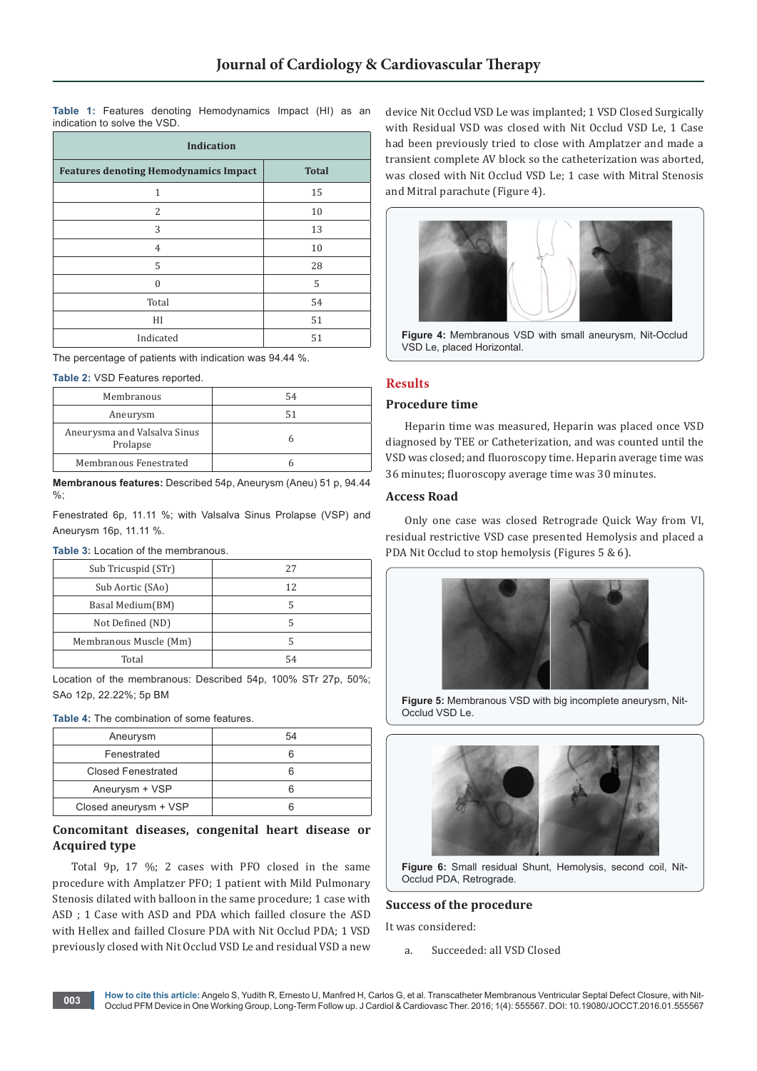**Table 1:** Features denoting Hemodynamics Impact (HI) as an indication to solve the VSD.

| Indication | |
|---|---|
| **Features denoting Hemodynamics Impact** | **Total** |
| 1 | 15 |
| 2 | 10 |
| 3 | 13 |
| 4 | 10 |
| 5 | 28 |
| 0 | 5 |
| Total | 54 |
| HI | 51 |
| Indicated | 51 |

The percentage of patients with indication was 94.44 %.

**Table 2:** VSD Features reported.

| | |
|---|---|
| Membranous | 54 |
| Aneurysm | 51 |
| Aneurysma and Valsalva Sinus Prolapse | 6 |
| Membranous Fenestrated | 6 |

**Membranous features:** Described 54p, Aneurysm (Aneu) 51 p, 94.44 %;

Fenestrated 6p, 11.11 %; with Valsalva Sinus Prolapse (VSP) and Aneurysm 16p, 11.11 %.

**Table 3:** Location of the membranous.

| | |
|---|---|
| Sub Tricuspid (STr) | 27 |
| Sub Aortic (SAo) | 12 |
| Basal Medium(BM) | 5 |
| Not Defined (ND) | 5 |
| Membranous Muscle (Mm) | 5 |
| Total | 54 |

Location of the membranous: Described 54p, 100% STr 27p, 50%; SAo 12p, 22.22%; 5p BM

**Table 4:** The combination of some features.

| | |
|---|---|
| Aneurysm | 54 |
| Fenestrated | 6 |
| Closed Fenestrated | 6 |
| Aneurysm + VSP | 6 |
| Closed aneurysm + VSP | 6 |

### Concomitant diseases, congenital heart disease or Acquired type

Total 9p, 17 %; 2 cases with PFO closed in the same procedure with Amplatzer PFO; 1 patient with Mild Pulmonary Stenosis dilated with balloon in the same procedure; 1 case with ASD ; 1 Case with ASD and PDA which failled closure the ASD with Hellex and failled Closure PDA with Nit Occlud PDA; 1 VSD previously closed with Nit Occlud VSD Le and residual VSD a new device Nit Occlud VSD Le was implanted; 1 VSD Closed Surgically with Residual VSD was closed with Nit Occlud VSD Le, 1 Case had been previously tried to close with Amplatzer and made a transient complete AV block so the catheterization was aborted, was closed with Nit Occlud VSD Le; 1 case with Mitral Stenosis and Mitral parachute (Figure 4).

**Figure 4:** Membranous VSD with small aneurysm, Nit-Occlud VSD Le, placed Horizontal.

## Results

### Procedure time

Heparin time was measured, Heparin was placed once VSD diagnosed by TEE or Catheterization, and was counted until the VSD was closed; and fluoroscopy time. Heparin average time was 36 minutes; fluoroscopy average time was 30 minutes.

### Access Road

Only one case was closed Retrograde Quick Way from VI, residual restrictive VSD case presented Hemolysis and placed a PDA Nit Occlud to stop hemolysis (Figures 5 & 6).

**Figure 5:** Membranous VSD with big incomplete aneurysm, Nit-Occlud VSD Le.

**Figure 6:** Small residual Shunt, Hemolysis, second coil, Nit-Occlud PDA, Retrograde.

### Success of the procedure

It was considered:

a. Succeeded: all VSD Closed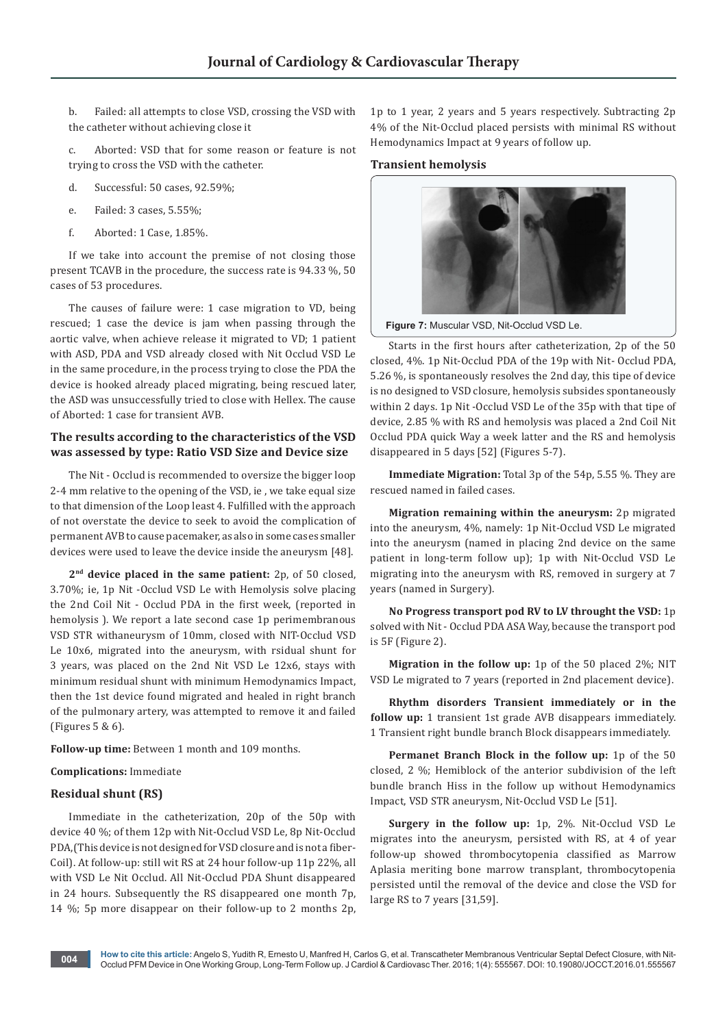b. Failed: all attempts to close VSD, crossing the VSD with the catheter without achieving close it

c. Aborted: VSD that for some reason or feature is not trying to cross the VSD with the catheter.

d. Successful: 50 cases, 92.59%;

e. Failed: 3 cases, 5.55%;

f. Aborted: 1 Case, 1.85%.

If we take into account the premise of not closing those present TCAVB in the procedure, the success rate is 94.33 %, 50 cases of 53 procedures.

The causes of failure were: 1 case migration to VD, being rescued; 1 case the device is jam when passing through the aortic valve, when achieve release it migrated to VD; 1 patient with ASD, PDA and VSD already closed with Nit Occlud VSD Le in the same procedure, in the process trying to close the PDA the device is hooked already placed migrating, being rescued later, the ASD was unsuccessfully tried to close with Hellex. The cause of Aborted: 1 case for transient AVB.

### The results according to the characteristics of the VSD was assessed by type: Ratio VSD Size and Device size

The Nit - Occlud is recommended to oversize the bigger loop 2-4 mm relative to the opening of the VSD, ie , we take equal size to that dimension of the Loop least 4. Fulfilled with the approach of not overstate the device to seek to avoid the complication of permanent AVB to cause pacemaker, as also in some cases smaller devices were used to leave the device inside the aneurysm [48].

**2nd device placed in the same patient:** 2p, of 50 closed, 3.70%; ie, 1p Nit -Occlud VSD Le with Hemolysis solve placing the 2nd Coil Nit - Occlud PDA in the first week, (reported in hemolysis ). We report a late second case 1p perimembranous VSD STR withaneurysm of 10mm, closed with NIT-Occlud VSD Le 10x6, migrated into the aneurysm, with rsidual shunt for 3 years, was placed on the 2nd Nit VSD Le 12x6, stays with minimum residual shunt with minimum Hemodynamics Impact, then the 1st device found migrated and healed in right branch of the pulmonary artery, was attempted to remove it and failed (Figures 5 & 6).

**Follow-up time:** Between 1 month and 109 months.

**Complications:** Immediate

### Residual shunt (RS)

Immediate in the catheterization, 20p of the 50p with device 40 %; of them 12p with Nit-Occlud VSD Le, 8p Nit-Occlud PDA,(This device is not designed for VSD closure and is not a fiber-Coil). At follow-up: still wit RS at 24 hour follow-up 11p 22%, all with VSD Le Nit Occlud. All Nit-Occlud PDA Shunt disappeared in 24 hours. Subsequently the RS disappeared one month 7p, 14 %; 5p more disappear on their follow-up to 2 months 2p, 1p to 1 year, 2 years and 5 years respectively. Subtracting 2p 4% of the Nit-Occlud placed persists with minimal RS without Hemodynamics Impact at 9 years of follow up.

### Transient hemolysis

**Figure 7:** Muscular VSD, Nit-Occlud VSD Le.

Starts in the first hours after catheterization, 2p of the 50 closed, 4%. 1p Nit-Occlud PDA of the 19p with Nit- Occlud PDA, 5.26 %, is spontaneously resolves the 2nd day, this tipe of device is no designed to VSD closure, hemolysis subsides spontaneously within 2 days. 1p Nit -Occlud VSD Le of the 35p with that tipe of device, 2.85 % with RS and hemolysis was placed a 2nd Coil Nit Occlud PDA quick Way a week latter and the RS and hemolysis disappeared in 5 days [52] (Figures 5-7).

**Immediate Migration:** Total 3p of the 54p, 5.55 %. They are rescued named in failed cases.

**Migration remaining within the aneurysm:** 2p migrated into the aneurysm, 4%, namely: 1p Nit-Occlud VSD Le migrated into the aneurysm (named in placing 2nd device on the same patient in long-term follow up); 1p with Nit-Occlud VSD Le migrating into the aneurysm with RS, removed in surgery at 7 years (named in Surgery).

**No Progress transport pod RV to LV throught the VSD:** 1p solved with Nit - Occlud PDA ASA Way, because the transport pod is 5F (Figure 2).

**Migration in the follow up:** 1p of the 50 placed 2%; NIT VSD Le migrated to 7 years (reported in 2nd placement device).

**Rhythm disorders Transient immediately or in the follow up:** 1 transient 1st grade AVB disappears immediately. 1 Transient right bundle branch Block disappears immediately.

**Permanet Branch Block in the follow up:** 1p of the 50 closed, 2 %; Hemiblock of the anterior subdivision of the left bundle branch Hiss in the follow up without Hemodynamics Impact, VSD STR aneurysm, Nit-Occlud VSD Le [51].

**Surgery in the follow up:** 1p, 2%. Nit-Occlud VSD Le migrates into the aneurysm, persisted with RS, at 4 of year follow-up showed thrombocytopenia classified as Marrow Aplasia meriting bone marrow transplant, thrombocytopenia persisted until the removal of the device and close the VSD for large RS to 7 years [31,59].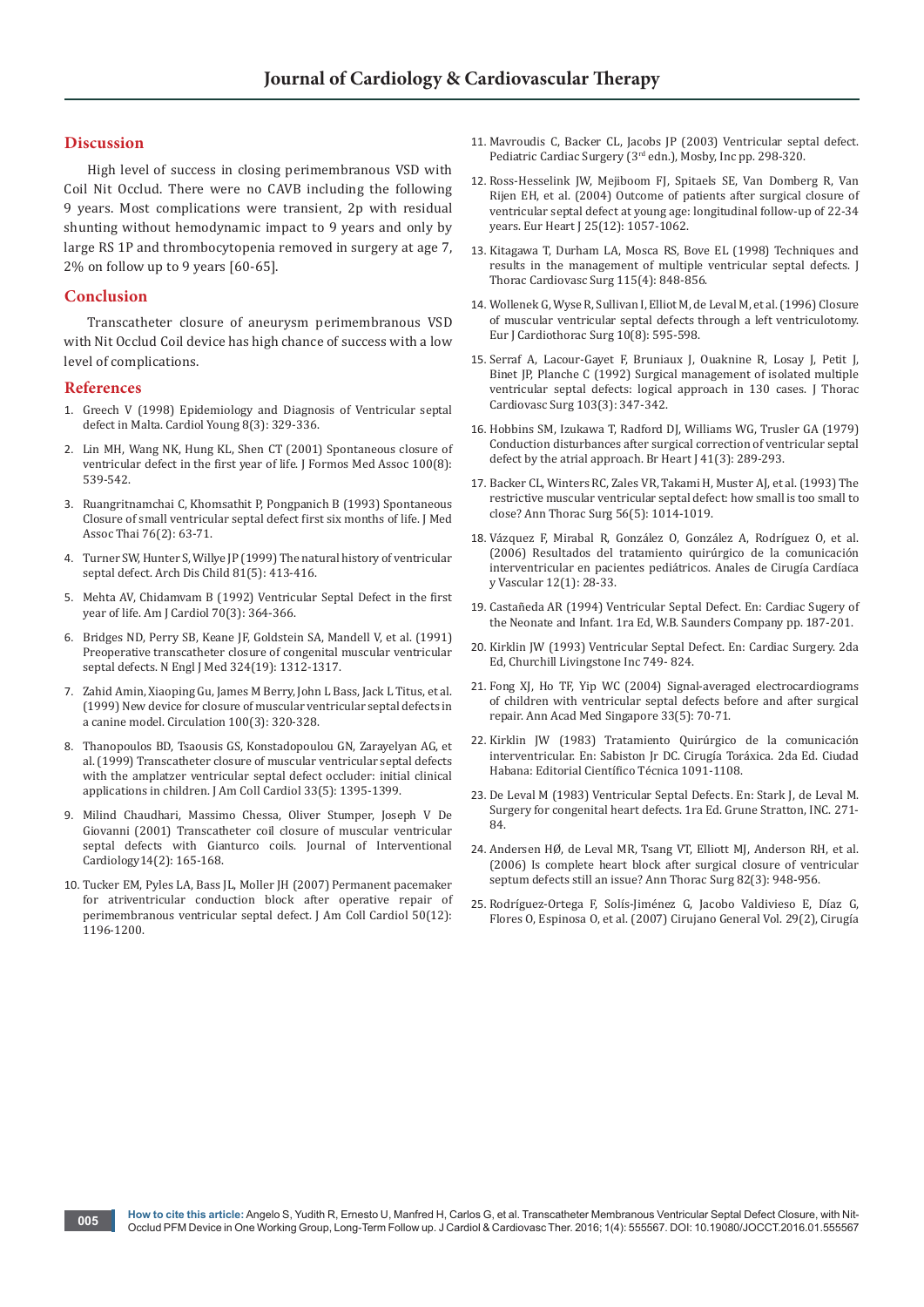## Discussion

High level of success in closing perimembranous VSD with Coil Nit Occlud. There were no CAVB including the following 9 years. Most complications were transient, 2p with residual shunting without hemodynamic impact to 9 years and only by large RS 1P and thrombocytopenia removed in surgery at age 7, 2% on follow up to 9 years [60-65].

## Conclusion

Transcatheter closure of aneurysm perimembranous VSD with Nit Occlud Coil device has high chance of success with a low level of complications.

## References

1. Greech V (1998) Epidemiology and Diagnosis of Ventricular septal defect in Malta. Cardiol Young 8(3): 329-336.
2. Lin MH, Wang NK, Hung KL, Shen CT (2001) Spontaneous closure of ventricular defect in the first year of life. J Formos Med Assoc 100(8): 539-542.
3. Ruangritnamchai C, Khomsathit P, Pongpanich B (1993) Spontaneous Closure of small ventricular septal defect first six months of life. J Med Assoc Thai 76(2): 63-71.
4. Turner SW, Hunter S, Willye JP (1999) The natural history of ventricular septal defect. Arch Dis Child 81(5): 413-416.
5. Mehta AV, Chidamvam B (1992) Ventricular Septal Defect in the first year of life. Am J Cardiol 70(3): 364-366.
6. Bridges ND, Perry SB, Keane JF, Goldstein SA, Mandell V, et al. (1991) Preoperative transcatheter closure of congenital muscular ventricular septal defects. N Engl J Med 324(19): 1312-1317.
7. Zahid Amin, Xiaoping Gu, James M Berry, John L Bass, Jack L Titus, et al. (1999) New device for closure of muscular ventricular septal defects in a canine model. Circulation 100(3): 320-328.
8. Thanopoulos BD, Tsaousis GS, Konstadopoulou GN, Zarayelyan AG, et al. (1999) Transcatheter closure of muscular ventricular septal defects with the amplatzer ventricular septal defect occluder: initial clinical applications in children. J Am Coll Cardiol 33(5): 1395-1399.
9. Milind Chaudhari, Massimo Chessa, Oliver Stumper, Joseph V De Giovanni (2001) Transcatheter coil closure of muscular ventricular septal defects with Gianturco coils. Journal of Interventional Cardiology14(2): 165-168.
10. Tucker EM, Pyles LA, Bass JL, Moller JH (2007) Permanent pacemaker for atriventricular conduction block after operative repair of perimembranous ventricular septal defect. J Am Coll Cardiol 50(12): 1196-1200.
11. Mavroudis C, Backer CL, Jacobs JP (2003) Ventricular septal defect. Pediatric Cardiac Surgery (3rd edn.), Mosby, Inc pp. 298-320.
12. Ross-Hesselink JW, Mejiboom FJ, Spitaels SE, Van Domberg R, Van Rijen EH, et al. (2004) Outcome of patients after surgical closure of ventricular septal defect at young age: longitudinal follow-up of 22-34 years. Eur Heart J 25(12): 1057-1062.
13. Kitagawa T, Durham LA, Mosca RS, Bove EL (1998) Techniques and results in the management of multiple ventricular septal defects. J Thorac Cardiovasc Surg 115(4): 848-856.
14. Wollenek G, Wyse R, Sullivan I, Elliot M, de Leval M, et al. (1996) Closure of muscular ventricular septal defects through a left ventriculotomy. Eur J Cardiothorac Surg 10(8): 595-598.
15. Serraf A, Lacour-Gayet F, Bruniaux J, Ouaknine R, Losay J, Petit J, Binet JP, Planche C (1992) Surgical management of isolated multiple ventricular septal defects: logical approach in 130 cases. J Thorac Cardiovasc Surg 103(3): 347-342.
16. Hobbins SM, Izukawa T, Radford DJ, Williams WG, Trusler GA (1979) Conduction disturbances after surgical correction of ventricular septal defect by the atrial approach. Br Heart J 41(3): 289-293.
17. Backer CL, Winters RC, Zales VR, Takami H, Muster AJ, et al. (1993) The restrictive muscular ventricular septal defect: how small is too small to close? Ann Thorac Surg 56(5): 1014-1019.
18. Vázquez F, Mirabal R, González O, González A, Rodríguez O, et al. (2006) Resultados del tratamiento quirúrgico de la comunicación interventricular en pacientes pediátricos. Anales de Cirugía Cardíaca y Vascular 12(1): 28-33.
19. Castañeda AR (1994) Ventricular Septal Defect. En: Cardiac Sugery of the Neonate and Infant. 1ra Ed, W.B. Saunders Company pp. 187-201.
20. Kirklin JW (1993) Ventricular Septal Defect. En: Cardiac Surgery. 2da Ed, Churchill Livingstone Inc 749- 824.
21. Fong XJ, Ho TF, Yip WC (2004) Signal-averaged electrocardiograms of children with ventricular septal defects before and after surgical repair. Ann Acad Med Singapore 33(5): 70-71.
22. Kirklin JW (1983) Tratamiento Quirúrgico de la comunicación interventricular. En: Sabiston Jr DC. Cirugía Toráxica. 2da Ed. Ciudad Habana: Editorial Científico Técnica 1091-1108.
23. De Leval M (1983) Ventricular Septal Defects. En: Stark J, de Leval M. Surgery for congenital heart defects. 1ra Ed. Grune Stratton, INC. 271-84.
24. Andersen HØ, de Leval MR, Tsang VT, Elliott MJ, Anderson RH, et al. (2006) Is complete heart block after surgical closure of ventricular septum defects still an issue? Ann Thorac Surg 82(3): 948-956.
25. Rodríguez-Ortega F, Solís-Jiménez G, Jacobo Valdivieso E, Díaz G, Flores O, Espinosa O, et al. (2007) Cirujano General Vol. 29(2), Cirugía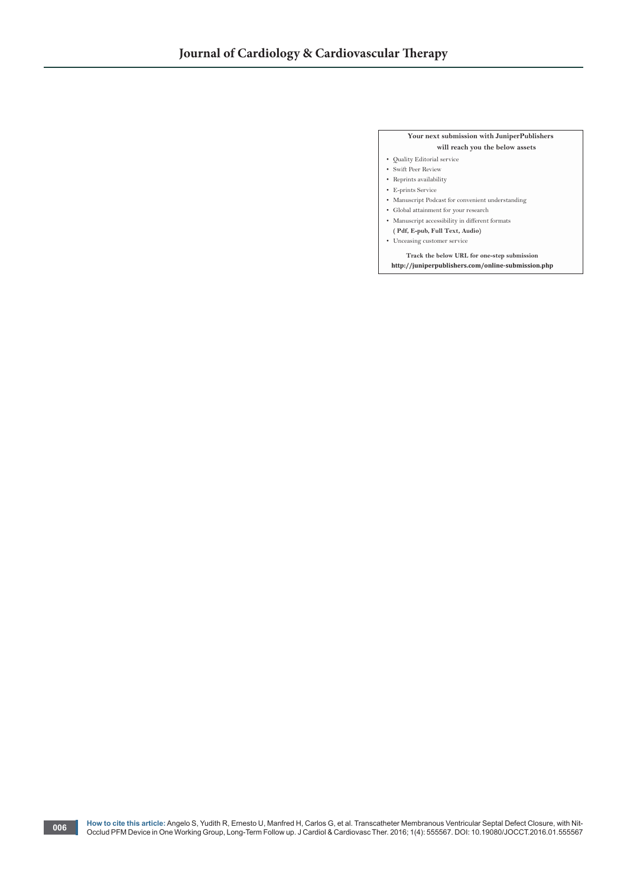**Your next submission with JuniperPublishers will reach you the below assets**

- Quality Editorial service
- Swift Peer Review
- Reprints availability
- E-prints Service
- Manuscript Podcast for convenient understanding
- Global attainment for your research
- Manuscript accessibility in different formats
  **( Pdf, E-pub, Full Text, Audio)**
- Unceasing customer service

**Track the below URL for one-step submission**
**http://juniperpublishers.com/online-submission.php**

**How to cite this article:** Angelo S, Yudith R, Ernesto U, Manfred H, Carlos G, et al. Transcatheter Membranous Ventricular Septal Defect Closure, with Nit-Occlud PFM Device in One Working Group, Long-Term Follow up. J Cardiol & Cardiovasc Ther. 2016; 1(4): 555567. DOI: 10.19080/JOCCT.2016.01.555567